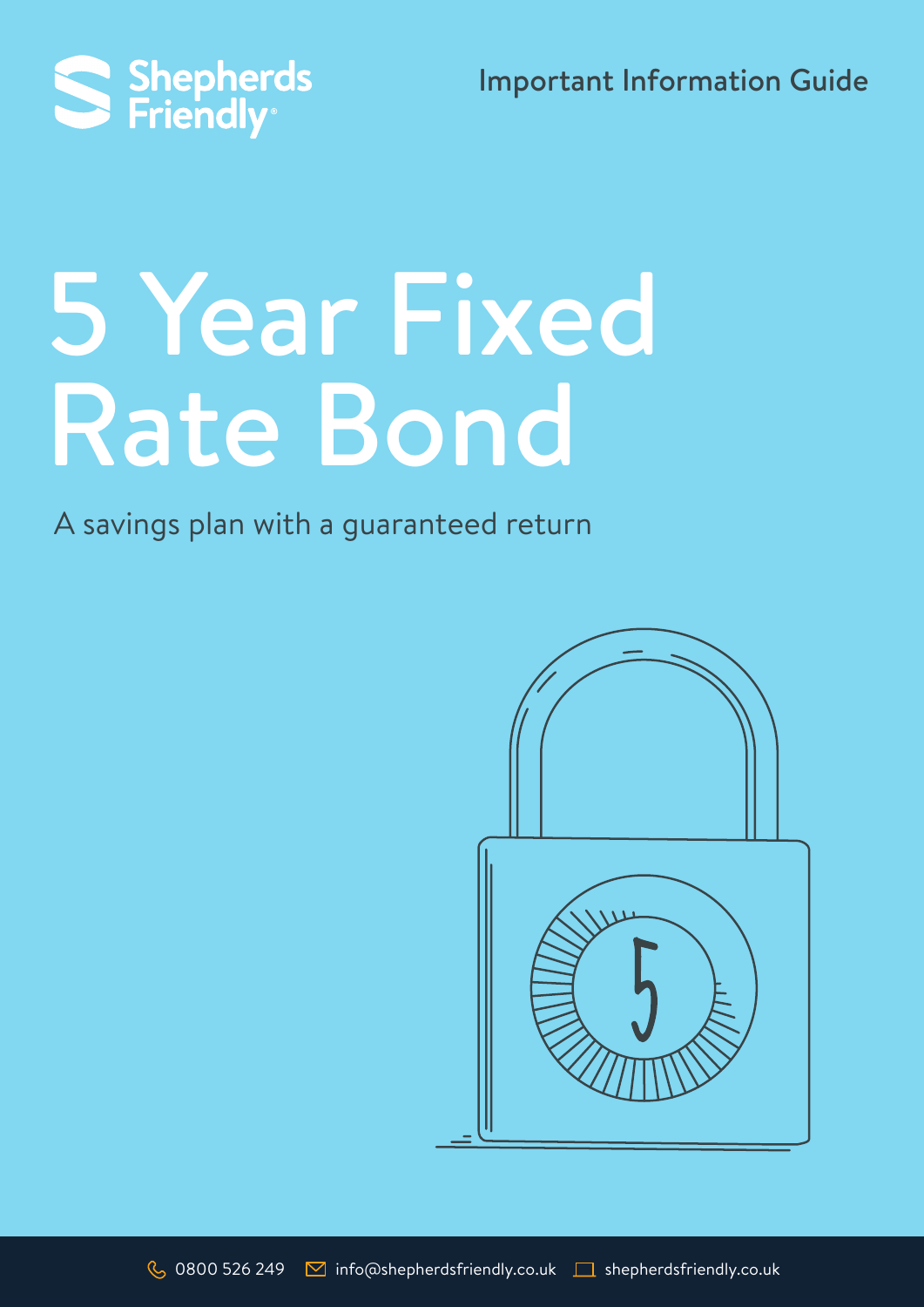Shepherds Friendly

Important Information Guide

# 5 Year Fixed Rate Bond

A savings plan with a guaranteed return

0800 526 249 info@shepherdsfriendly.co.uk shepherdsfriendly.co.uk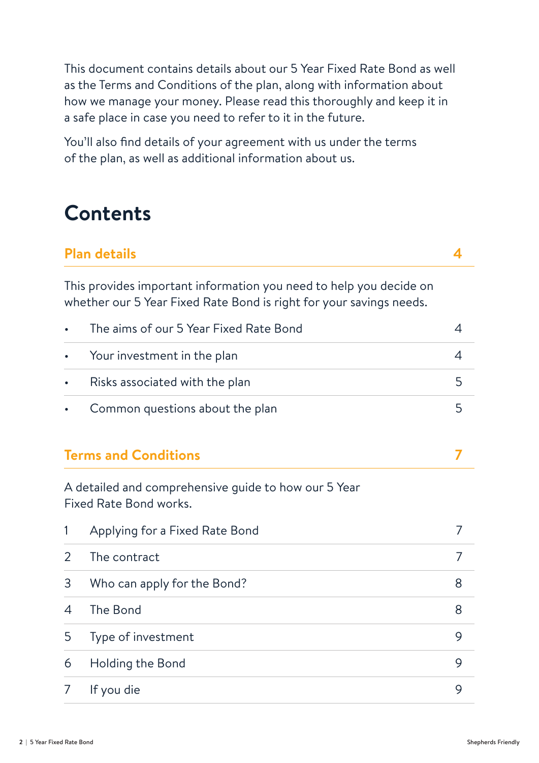This document contains details about our 5 Year Fixed Rate Bond as well as the Terms and Conditions of the plan, along with information about how we manage your money. Please read this thoroughly and keep it in a safe place in case you need to refer to it in the future.

You'll also find details of your agreement with us under the terms of the plan, as well as additional information about us.

# Contents

## Plan details 4

This provides important information you need to help you decide on whether our 5 Year Fixed Rate Bond is right for your savings needs.

| | | |
|---|---|---|
| • | The aims of our 5 Year Fixed Rate Bond | 4 |
| • | Your investment in the plan | 4 |
| • | Risks associated with the plan | 5 |
| • | Common questions about the plan | 5 |

## Terms and Conditions 7

A detailed and comprehensive guide to how our 5 Year Fixed Rate Bond works.

| | | |
|---|---|---|
| 1 | Applying for a Fixed Rate Bond | 7 |
| 2 | The contract | 7 |
| 3 | Who can apply for the Bond? | 8 |
| 4 | The Bond | 8 |
| 5 | Type of investment | 9 |
| 6 | Holding the Bond | 9 |
| 7 | If you die | 9 |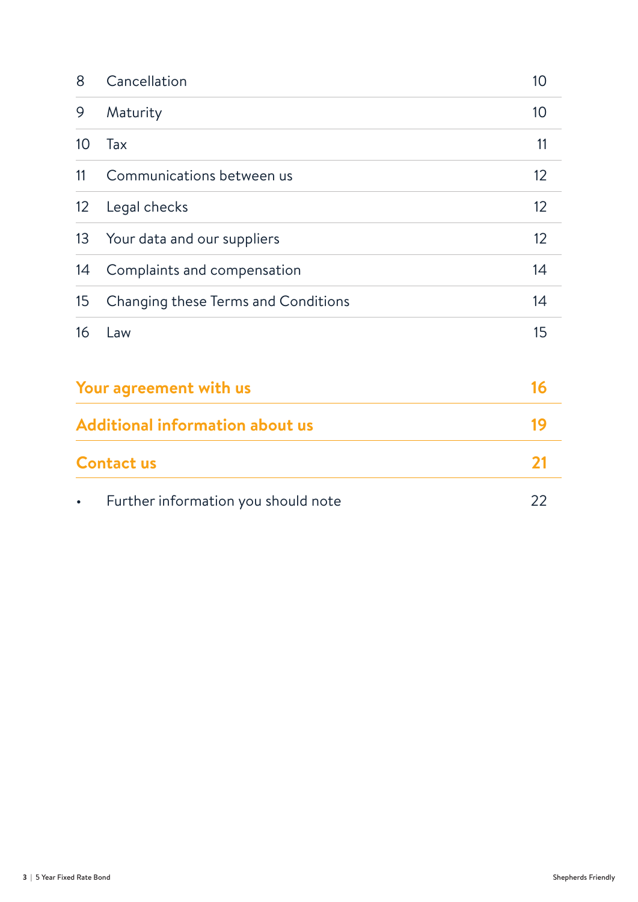| | | |
|---|---|---|
| 8 | Cancellation | 10 |
| 9 | Maturity | 10 |
| 10 | Tax | 11 |
| 11 | Communications between us | 12 |
| 12 | Legal checks | 12 |
| 13 | Your data and our suppliers | 12 |
| 14 | Complaints and compensation | 14 |
| 15 | Changing these Terms and Conditions | 14 |
| 16 | Law | 15 |

| | |
|---|---|
| **Your agreement with us** | **16** |
| **Additional information about us** | **19** |
| **Contact us** | **21** |
| • Further information you should note | 22 |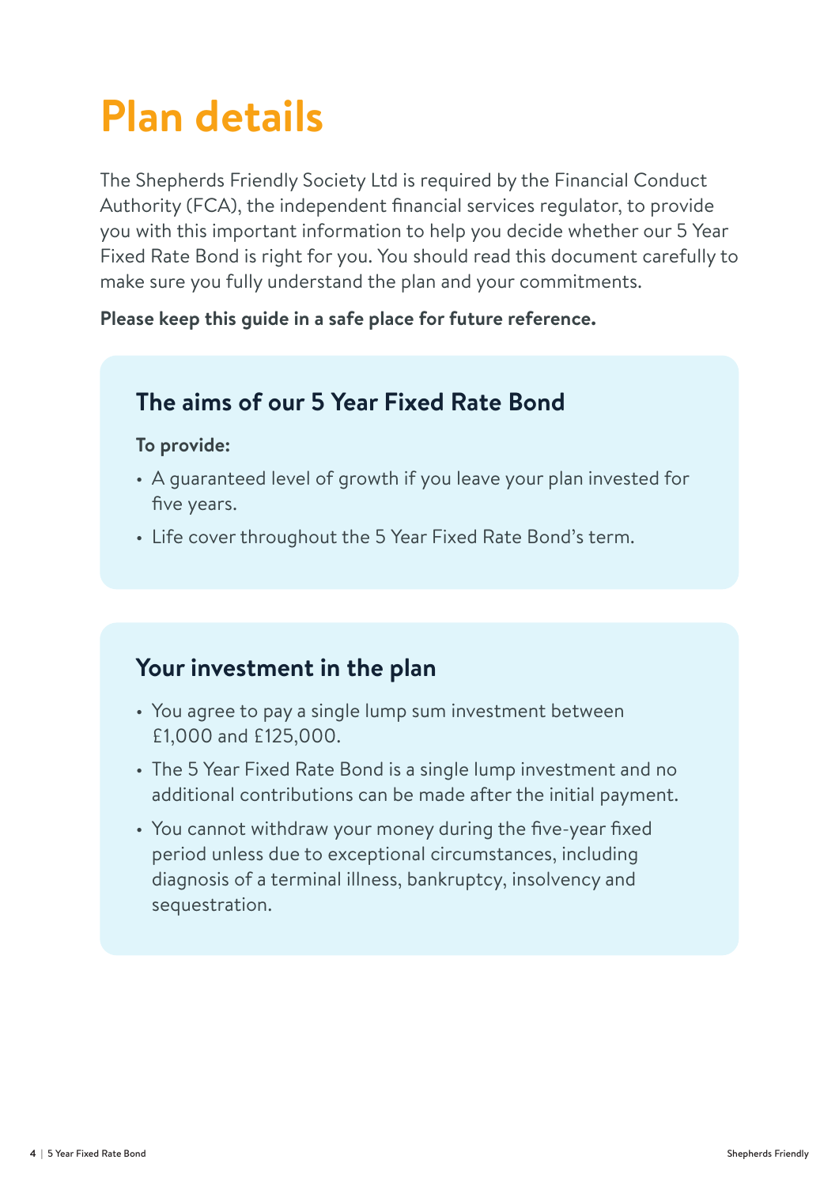# Plan details

The Shepherds Friendly Society Ltd is required by the Financial Conduct Authority (FCA), the independent financial services regulator, to provide you with this important information to help you decide whether our 5 Year Fixed Rate Bond is right for you. You should read this document carefully to make sure you fully understand the plan and your commitments.

**Please keep this guide in a safe place for future reference.**

## The aims of our 5 Year Fixed Rate Bond

**To provide:**

- A guaranteed level of growth if you leave your plan invested for five years.
- Life cover throughout the 5 Year Fixed Rate Bond's term.

## Your investment in the plan

- You agree to pay a single lump sum investment between £1,000 and £125,000.
- The 5 Year Fixed Rate Bond is a single lump investment and no additional contributions can be made after the initial payment.
- You cannot withdraw your money during the five-year fixed period unless due to exceptional circumstances, including diagnosis of a terminal illness, bankruptcy, insolvency and sequestration.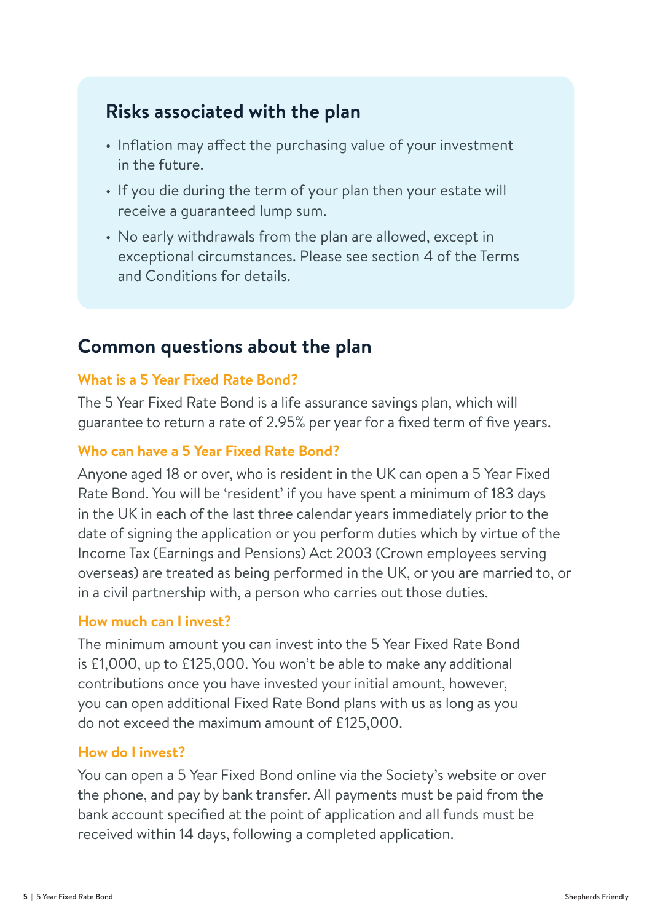## Risks associated with the plan

- Inflation may affect the purchasing value of your investment in the future.
- If you die during the term of your plan then your estate will receive a guaranteed lump sum.
- No early withdrawals from the plan are allowed, except in exceptional circumstances. Please see section 4 of the Terms and Conditions for details.

## Common questions about the plan

### What is a 5 Year Fixed Rate Bond?

The 5 Year Fixed Rate Bond is a life assurance savings plan, which will guarantee to return a rate of 2.95% per year for a fixed term of five years.

### Who can have a 5 Year Fixed Rate Bond?

Anyone aged 18 or over, who is resident in the UK can open a 5 Year Fixed Rate Bond. You will be 'resident' if you have spent a minimum of 183 days in the UK in each of the last three calendar years immediately prior to the date of signing the application or you perform duties which by virtue of the Income Tax (Earnings and Pensions) Act 2003 (Crown employees serving overseas) are treated as being performed in the UK, or you are married to, or in a civil partnership with, a person who carries out those duties.

### How much can I invest?

The minimum amount you can invest into the 5 Year Fixed Rate Bond is £1,000, up to £125,000. You won't be able to make any additional contributions once you have invested your initial amount, however, you can open additional Fixed Rate Bond plans with us as long as you do not exceed the maximum amount of £125,000.

### How do I invest?

You can open a 5 Year Fixed Bond online via the Society's website or over the phone, and pay by bank transfer. All payments must be paid from the bank account specified at the point of application and all funds must be received within 14 days, following a completed application.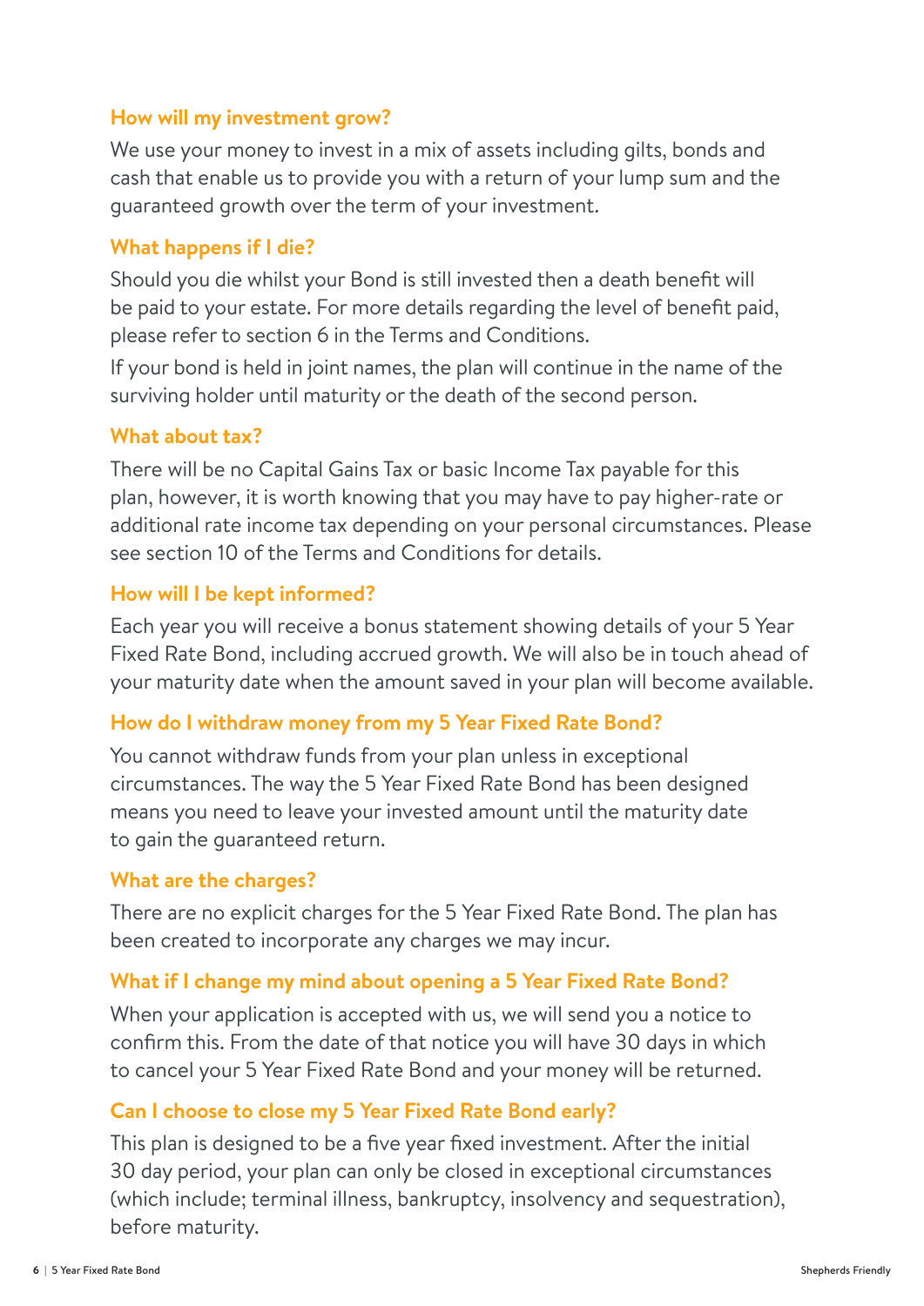### How will my investment grow?

We use your money to invest in a mix of assets including gilts, bonds and cash that enable us to provide you with a return of your lump sum and the guaranteed growth over the term of your investment.

### What happens if I die?

Should you die whilst your Bond is still invested then a death benefit will be paid to your estate. For more details regarding the level of benefit paid, please refer to section 6 in the Terms and Conditions.

If your bond is held in joint names, the plan will continue in the name of the surviving holder until maturity or the death of the second person.

### What about tax?

There will be no Capital Gains Tax or basic Income Tax payable for this plan, however, it is worth knowing that you may have to pay higher-rate or additional rate income tax depending on your personal circumstances. Please see section 10 of the Terms and Conditions for details.

### How will I be kept informed?

Each year you will receive a bonus statement showing details of your 5 Year Fixed Rate Bond, including accrued growth. We will also be in touch ahead of your maturity date when the amount saved in your plan will become available.

### How do I withdraw money from my 5 Year Fixed Rate Bond?

You cannot withdraw funds from your plan unless in exceptional circumstances. The way the 5 Year Fixed Rate Bond has been designed means you need to leave your invested amount until the maturity date to gain the guaranteed return.

### What are the charges?

There are no explicit charges for the 5 Year Fixed Rate Bond. The plan has been created to incorporate any charges we may incur.

### What if I change my mind about opening a 5 Year Fixed Rate Bond?

When your application is accepted with us, we will send you a notice to confirm this. From the date of that notice you will have 30 days in which to cancel your 5 Year Fixed Rate Bond and your money will be returned.

### Can I choose to close my 5 Year Fixed Rate Bond early?

This plan is designed to be a five year fixed investment. After the initial 30 day period, your plan can only be closed in exceptional circumstances (which include; terminal illness, bankruptcy, insolvency and sequestration), before maturity.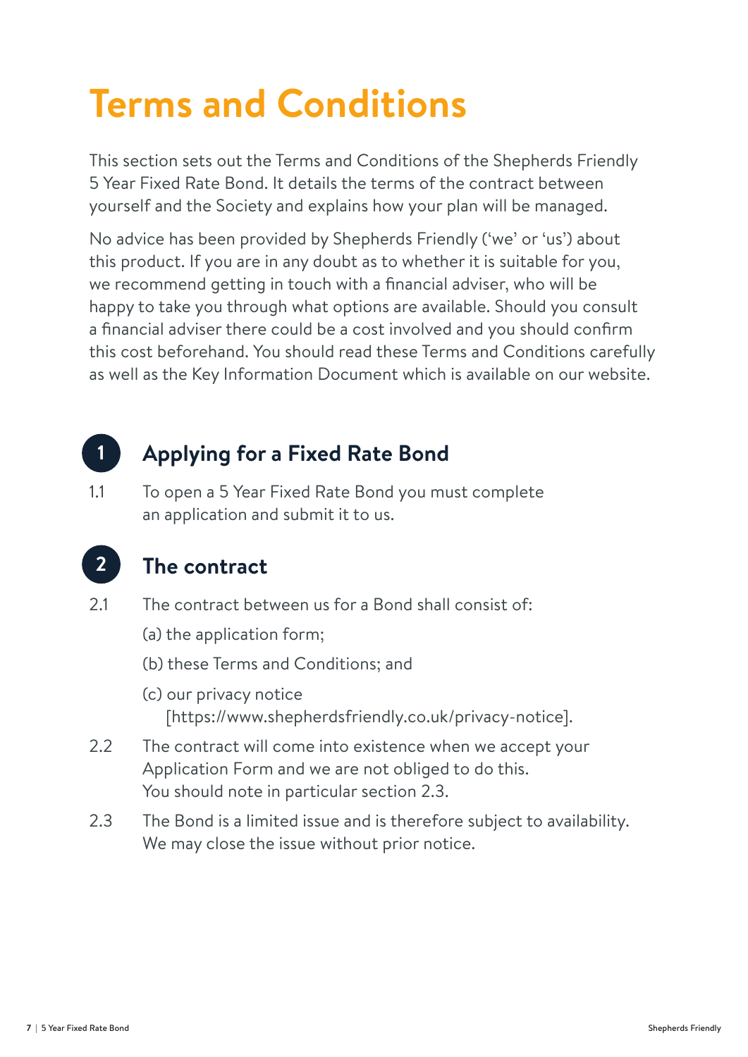# Terms and Conditions

This section sets out the Terms and Conditions of the Shepherds Friendly 5 Year Fixed Rate Bond. It details the terms of the contract between yourself and the Society and explains how your plan will be managed.

No advice has been provided by Shepherds Friendly ('we' or 'us') about this product. If you are in any doubt as to whether it is suitable for you, we recommend getting in touch with a financial adviser, who will be happy to take you through what options are available. Should you consult a financial adviser there could be a cost involved and you should confirm this cost beforehand. You should read these Terms and Conditions carefully as well as the Key Information Document which is available on our website.

## 1 Applying for a Fixed Rate Bond

1.1 To open a 5 Year Fixed Rate Bond you must complete an application and submit it to us.

## 2 The contract

2.1 The contract between us for a Bond shall consist of:

(a) the application form;

(b) these Terms and Conditions; and

(c) our privacy notice [https://www.shepherdsfriendly.co.uk/privacy-notice].

2.2 The contract will come into existence when we accept your Application Form and we are not obliged to do this. You should note in particular section 2.3.

2.3 The Bond is a limited issue and is therefore subject to availability. We may close the issue without prior notice.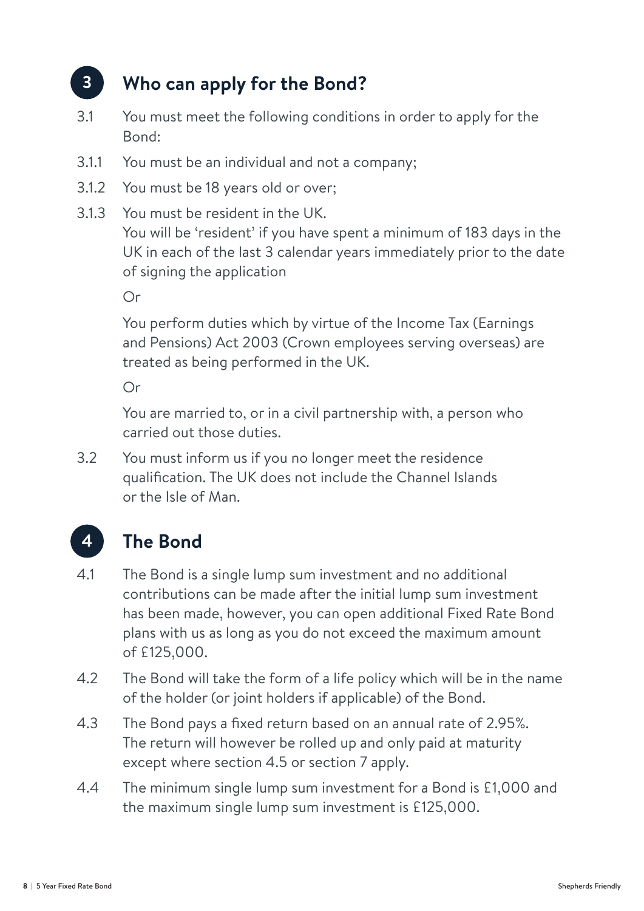## 3 Who can apply for the Bond?

3.1 You must meet the following conditions in order to apply for the Bond:

3.1.1 You must be an individual and not a company;

3.1.2 You must be 18 years old or over;

3.1.3 You must be resident in the UK.
You will be 'resident' if you have spent a minimum of 183 days in the UK in each of the last 3 calendar years immediately prior to the date of signing the application

Or

You perform duties which by virtue of the Income Tax (Earnings and Pensions) Act 2003 (Crown employees serving overseas) are treated as being performed in the UK.

Or

You are married to, or in a civil partnership with, a person who carried out those duties.

3.2 You must inform us if you no longer meet the residence qualification. The UK does not include the Channel Islands or the Isle of Man.

## 4 The Bond

4.1 The Bond is a single lump sum investment and no additional contributions can be made after the initial lump sum investment has been made, however, you can open additional Fixed Rate Bond plans with us as long as you do not exceed the maximum amount of £125,000.

4.2 The Bond will take the form of a life policy which will be in the name of the holder (or joint holders if applicable) of the Bond.

4.3 The Bond pays a fixed return based on an annual rate of 2.95%. The return will however be rolled up and only paid at maturity except where section 4.5 or section 7 apply.

4.4 The minimum single lump sum investment for a Bond is £1,000 and the maximum single lump sum investment is £125,000.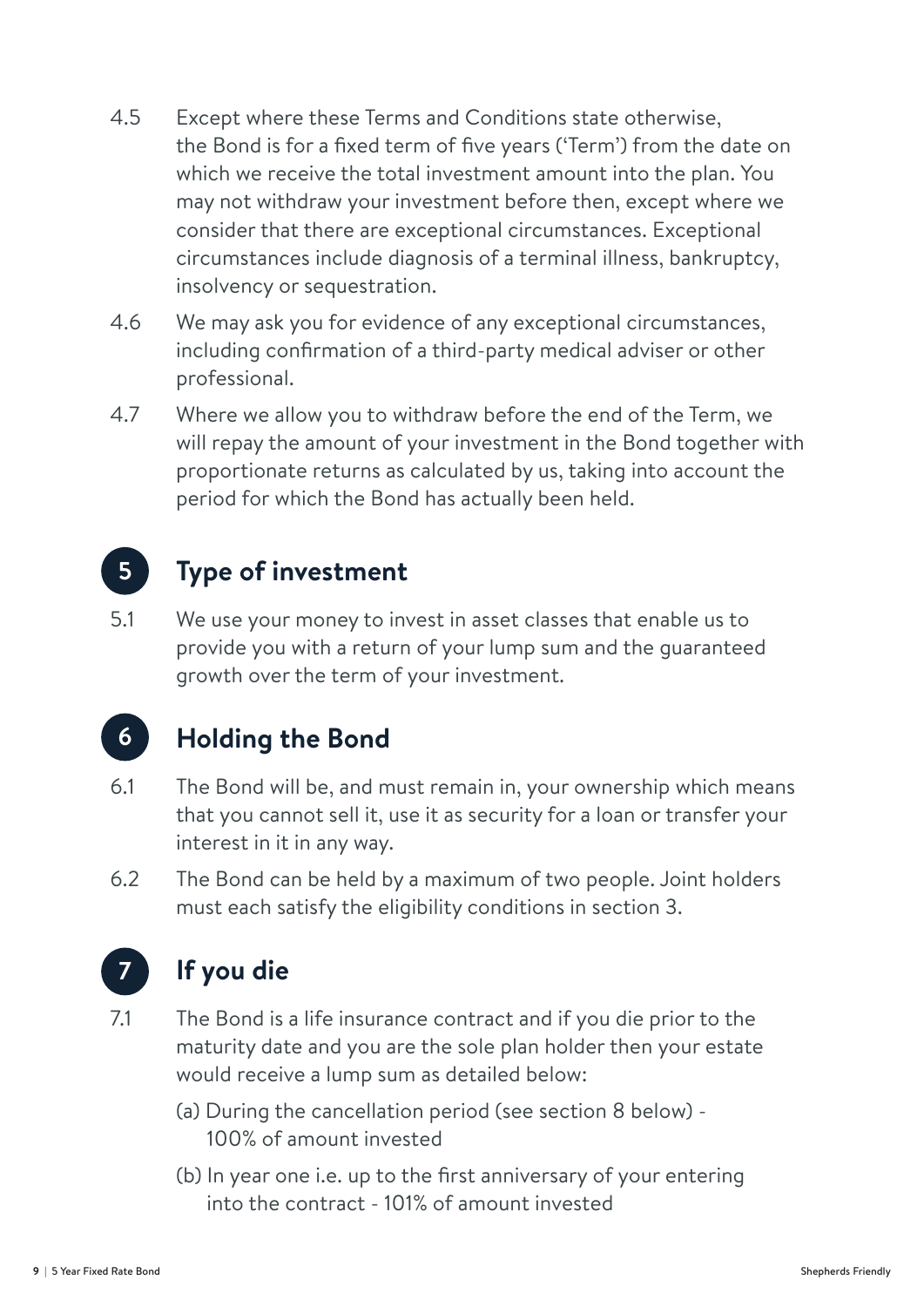4.5 Except where these Terms and Conditions state otherwise, the Bond is for a fixed term of five years ('Term') from the date on which we receive the total investment amount into the plan. You may not withdraw your investment before then, except where we consider that there are exceptional circumstances. Exceptional circumstances include diagnosis of a terminal illness, bankruptcy, insolvency or sequestration.

4.6 We may ask you for evidence of any exceptional circumstances, including confirmation of a third-party medical adviser or other professional.

4.7 Where we allow you to withdraw before the end of the Term, we will repay the amount of your investment in the Bond together with proportionate returns as calculated by us, taking into account the period for which the Bond has actually been held.

## 5 Type of investment

5.1 We use your money to invest in asset classes that enable us to provide you with a return of your lump sum and the guaranteed growth over the term of your investment.

## 6 Holding the Bond

6.1 The Bond will be, and must remain in, your ownership which means that you cannot sell it, use it as security for a loan or transfer your interest in it in any way.

6.2 The Bond can be held by a maximum of two people. Joint holders must each satisfy the eligibility conditions in section 3.

## 7 If you die

7.1 The Bond is a life insurance contract and if you die prior to the maturity date and you are the sole plan holder then your estate would receive a lump sum as detailed below:

(a) During the cancellation period (see section 8 below) - 100% of amount invested

(b) In year one i.e. up to the first anniversary of your entering into the contract - 101% of amount invested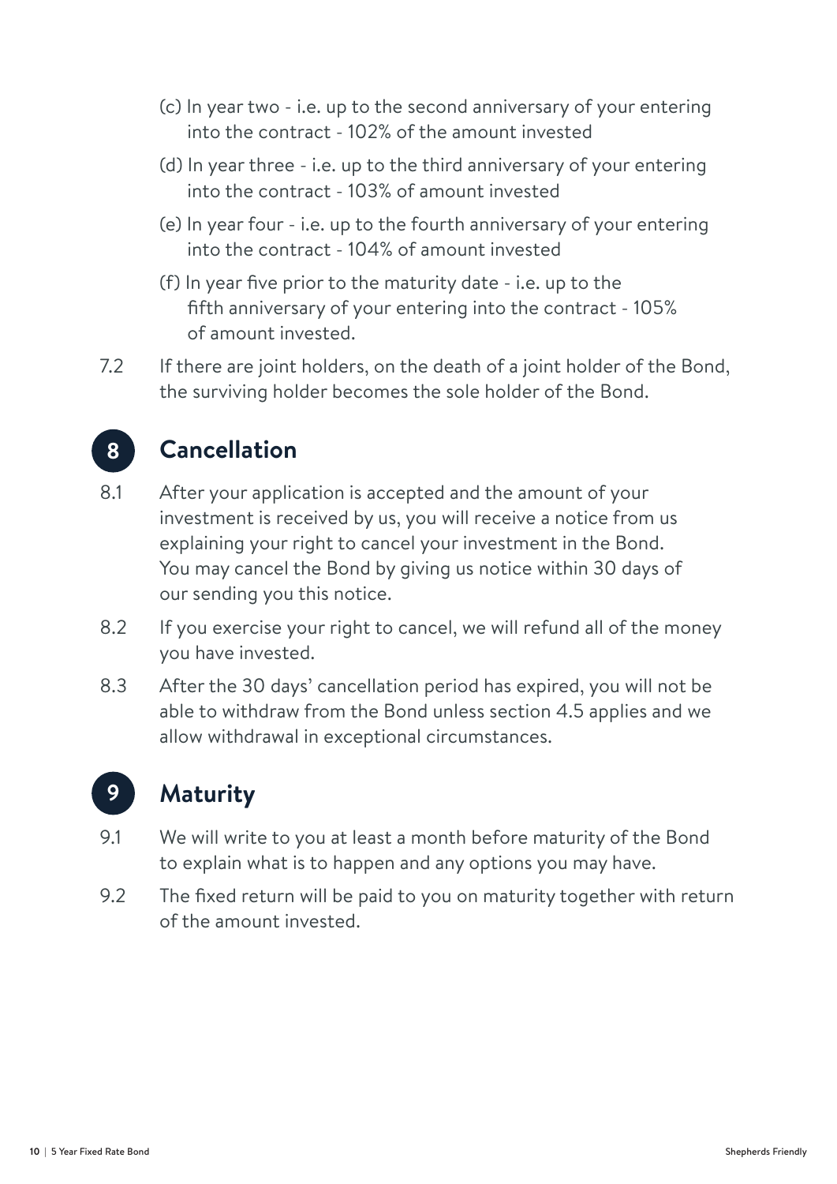(c) In year two - i.e. up to the second anniversary of your entering into the contract - 102% of the amount invested

(d) In year three - i.e. up to the third anniversary of your entering into the contract - 103% of amount invested

(e) In year four - i.e. up to the fourth anniversary of your entering into the contract - 104% of amount invested

(f) In year five prior to the maturity date - i.e. up to the fifth anniversary of your entering into the contract - 105% of amount invested.

7.2 If there are joint holders, on the death of a joint holder of the Bond, the surviving holder becomes the sole holder of the Bond.

## 8 Cancellation

8.1 After your application is accepted and the amount of your investment is received by us, you will receive a notice from us explaining your right to cancel your investment in the Bond. You may cancel the Bond by giving us notice within 30 days of our sending you this notice.

8.2 If you exercise your right to cancel, we will refund all of the money you have invested.

8.3 After the 30 days' cancellation period has expired, you will not be able to withdraw from the Bond unless section 4.5 applies and we allow withdrawal in exceptional circumstances.

## 9 Maturity

9.1 We will write to you at least a month before maturity of the Bond to explain what is to happen and any options you may have.

9.2 The fixed return will be paid to you on maturity together with return of the amount invested.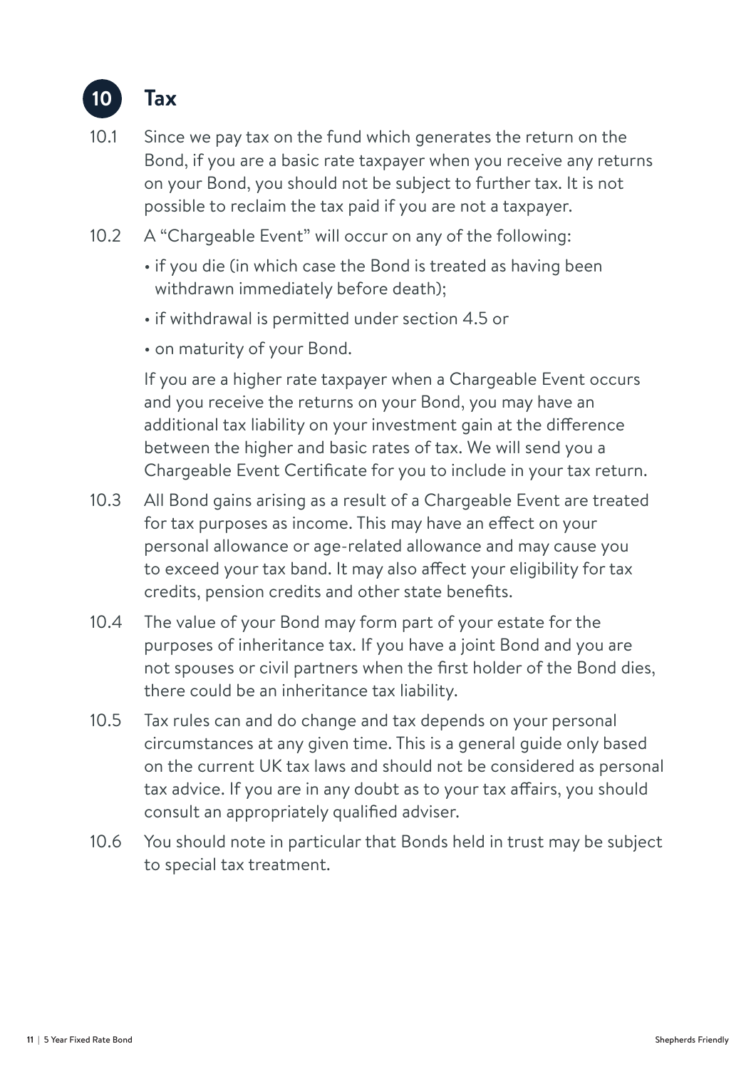## 10 Tax

10.1 Since we pay tax on the fund which generates the return on the Bond, if you are a basic rate taxpayer when you receive any returns on your Bond, you should not be subject to further tax. It is not possible to reclaim the tax paid if you are not a taxpayer.

10.2 A "Chargeable Event" will occur on any of the following:

- if you die (in which case the Bond is treated as having been withdrawn immediately before death);
- if withdrawal is permitted under section 4.5 or
- on maturity of your Bond.

If you are a higher rate taxpayer when a Chargeable Event occurs and you receive the returns on your Bond, you may have an additional tax liability on your investment gain at the difference between the higher and basic rates of tax. We will send you a Chargeable Event Certificate for you to include in your tax return.

10.3 All Bond gains arising as a result of a Chargeable Event are treated for tax purposes as income. This may have an effect on your personal allowance or age-related allowance and may cause you to exceed your tax band. It may also affect your eligibility for tax credits, pension credits and other state benefits.

10.4 The value of your Bond may form part of your estate for the purposes of inheritance tax. If you have a joint Bond and you are not spouses or civil partners when the first holder of the Bond dies, there could be an inheritance tax liability.

10.5 Tax rules can and do change and tax depends on your personal circumstances at any given time. This is a general guide only based on the current UK tax laws and should not be considered as personal tax advice. If you are in any doubt as to your tax affairs, you should consult an appropriately qualified adviser.

10.6 You should note in particular that Bonds held in trust may be subject to special tax treatment.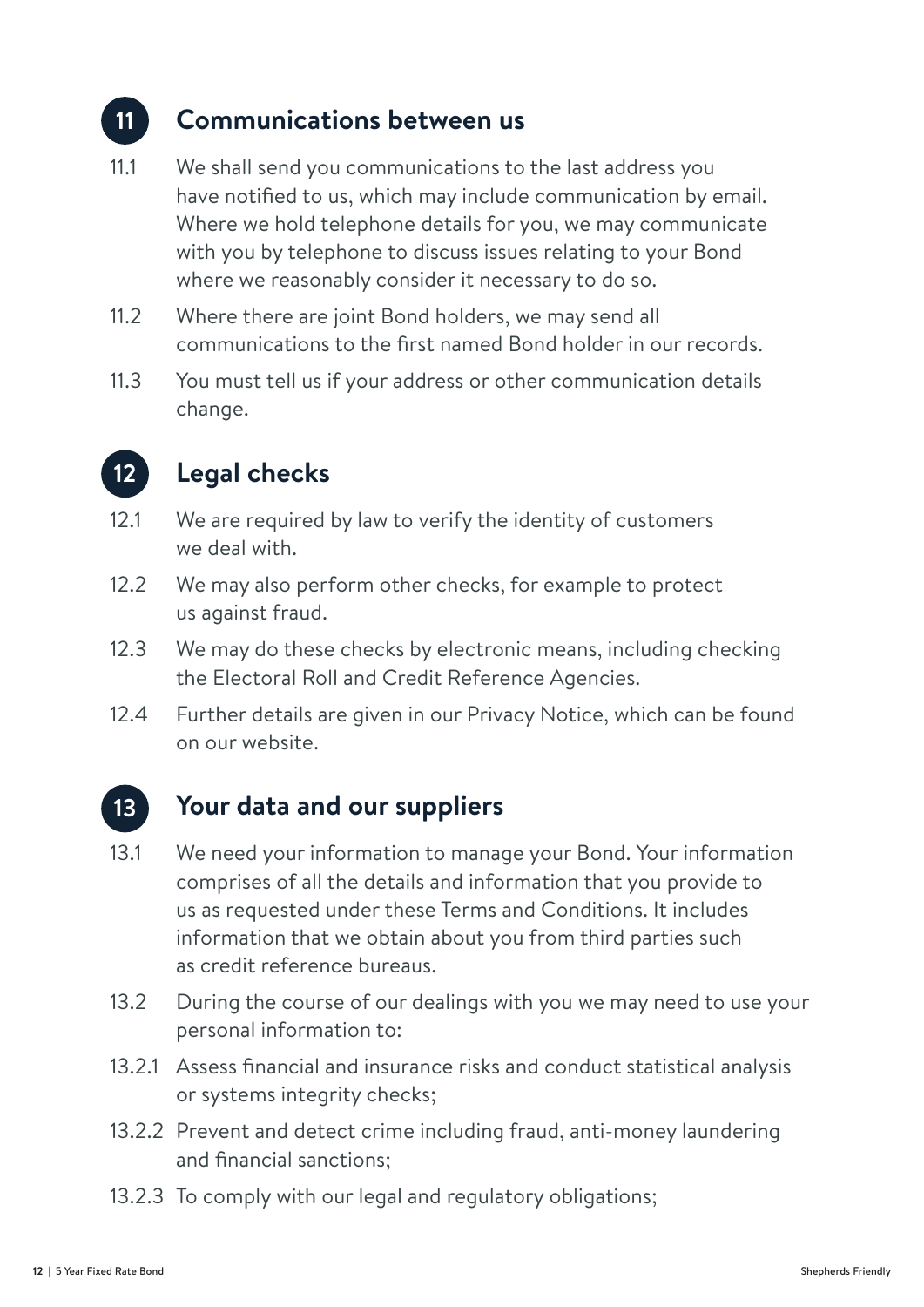## 11 Communications between us

11.1 We shall send you communications to the last address you have notified to us, which may include communication by email. Where we hold telephone details for you, we may communicate with you by telephone to discuss issues relating to your Bond where we reasonably consider it necessary to do so.

11.2 Where there are joint Bond holders, we may send all communications to the first named Bond holder in our records.

11.3 You must tell us if your address or other communication details change.

## 12 Legal checks

12.1 We are required by law to verify the identity of customers we deal with.

12.2 We may also perform other checks, for example to protect us against fraud.

12.3 We may do these checks by electronic means, including checking the Electoral Roll and Credit Reference Agencies.

12.4 Further details are given in our Privacy Notice, which can be found on our website.

## 13 Your data and our suppliers

13.1 We need your information to manage your Bond. Your information comprises of all the details and information that you provide to us as requested under these Terms and Conditions. It includes information that we obtain about you from third parties such as credit reference bureaus.

13.2 During the course of our dealings with you we may need to use your personal information to:

13.2.1 Assess financial and insurance risks and conduct statistical analysis or systems integrity checks;

13.2.2 Prevent and detect crime including fraud, anti-money laundering and financial sanctions;

13.2.3 To comply with our legal and regulatory obligations;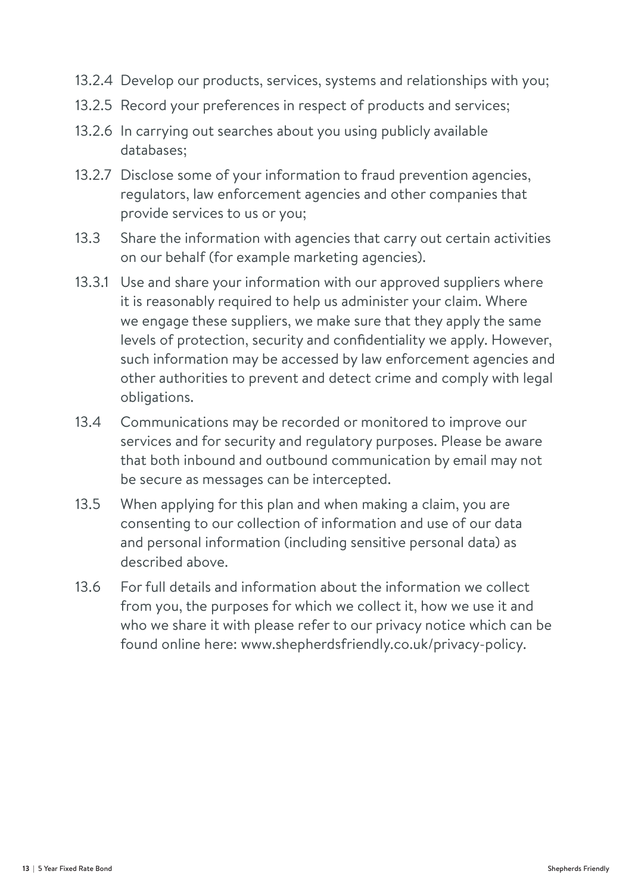13.2.4 Develop our products, services, systems and relationships with you;

13.2.5 Record your preferences in respect of products and services;

13.2.6 In carrying out searches about you using publicly available databases;

13.2.7 Disclose some of your information to fraud prevention agencies, regulators, law enforcement agencies and other companies that provide services to us or you;

13.3 Share the information with agencies that carry out certain activities on our behalf (for example marketing agencies).

13.3.1 Use and share your information with our approved suppliers where it is reasonably required to help us administer your claim. Where we engage these suppliers, we make sure that they apply the same levels of protection, security and confidentiality we apply. However, such information may be accessed by law enforcement agencies and other authorities to prevent and detect crime and comply with legal obligations.

13.4 Communications may be recorded or monitored to improve our services and for security and regulatory purposes. Please be aware that both inbound and outbound communication by email may not be secure as messages can be intercepted.

13.5 When applying for this plan and when making a claim, you are consenting to our collection of information and use of our data and personal information (including sensitive personal data) as described above.

13.6 For full details and information about the information we collect from you, the purposes for which we collect it, how we use it and who we share it with please refer to our privacy notice which can be found online here: www.shepherdsfriendly.co.uk/privacy-policy.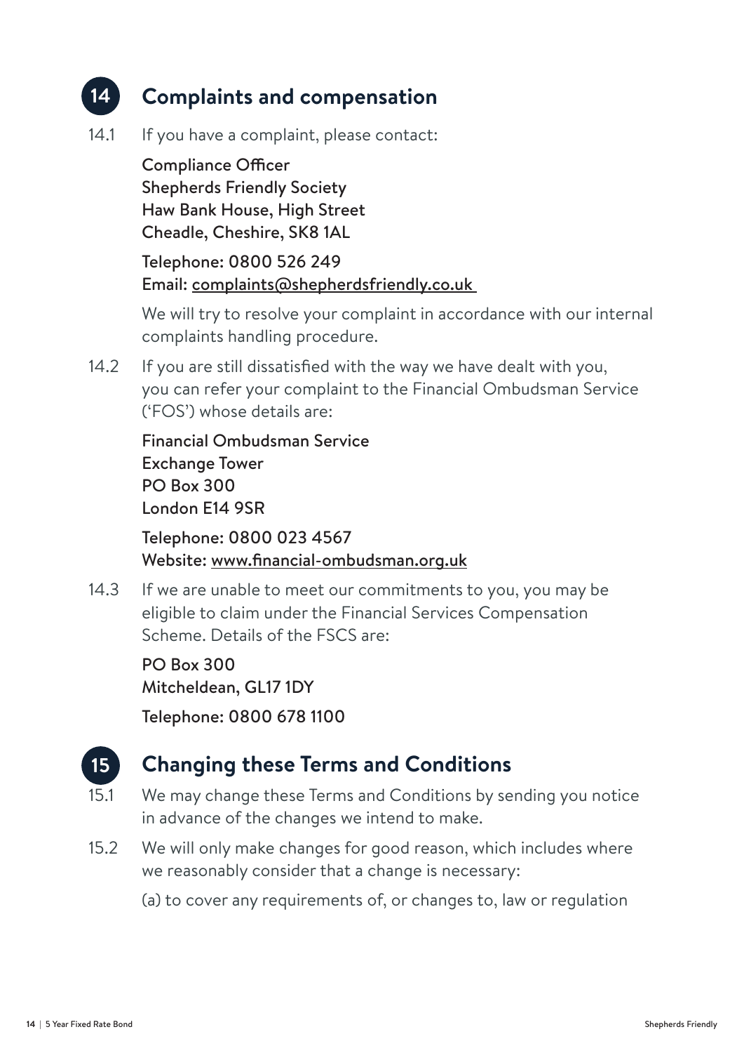## 14 Complaints and compensation

14.1 If you have a complaint, please contact:

Compliance Officer
Shepherds Friendly Society
Haw Bank House, High Street
Cheadle, Cheshire, SK8 1AL

Telephone: 0800 526 249
Email: complaints@shepherdsfriendly.co.uk

We will try to resolve your complaint in accordance with our internal complaints handling procedure.

14.2 If you are still dissatisfied with the way we have dealt with you, you can refer your complaint to the Financial Ombudsman Service ('FOS') whose details are:

Financial Ombudsman Service
Exchange Tower
PO Box 300
London E14 9SR

Telephone: 0800 023 4567
Website: www.financial-ombudsman.org.uk

14.3 If we are unable to meet our commitments to you, you may be eligible to claim under the Financial Services Compensation Scheme. Details of the FSCS are:

PO Box 300
Mitcheldean, GL17 1DY

Telephone: 0800 678 1100

## 15 Changing these Terms and Conditions

15.1 We may change these Terms and Conditions by sending you notice in advance of the changes we intend to make.

15.2 We will only make changes for good reason, which includes where we reasonably consider that a change is necessary:

(a) to cover any requirements of, or changes to, law or regulation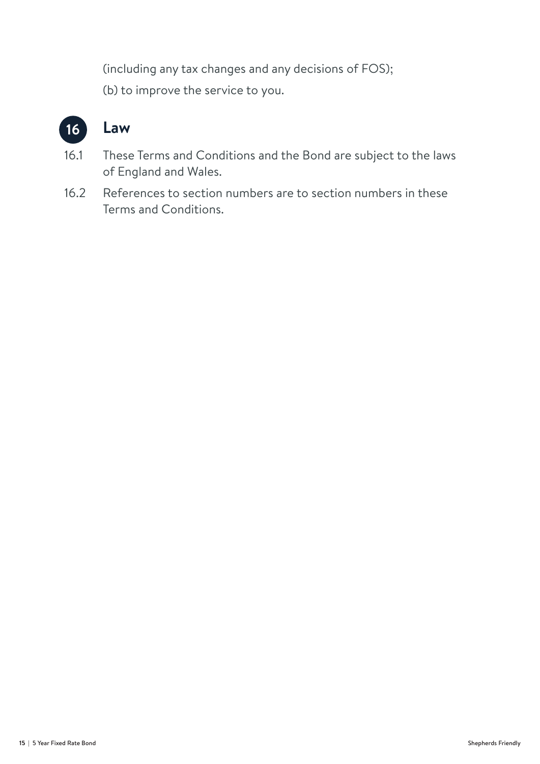(including any tax changes and any decisions of FOS);

(b) to improve the service to you.

## 16 Law

16.1 These Terms and Conditions and the Bond are subject to the laws of England and Wales.

16.2 References to section numbers are to section numbers in these Terms and Conditions.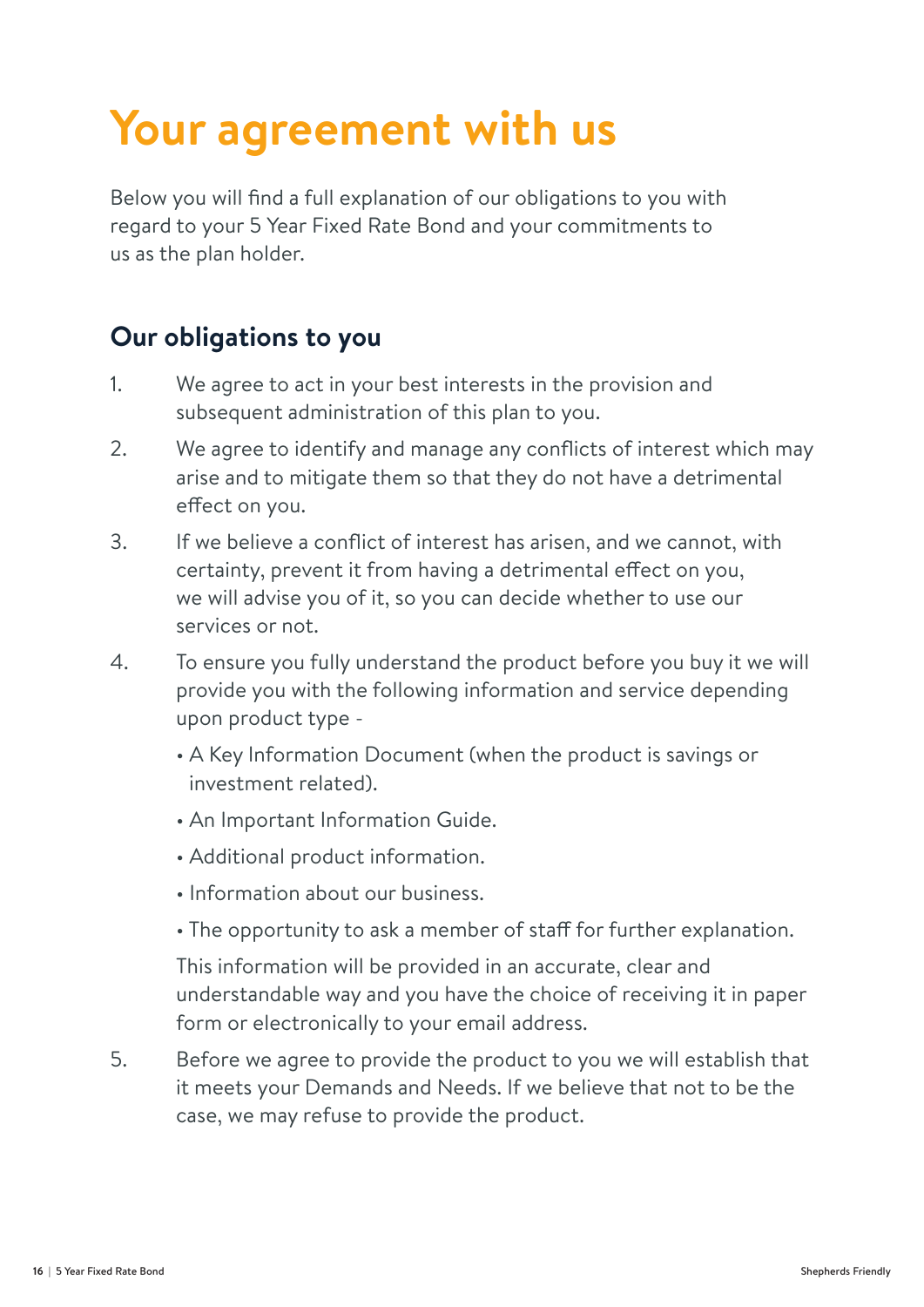# Your agreement with us

Below you will find a full explanation of our obligations to you with regard to your 5 Year Fixed Rate Bond and your commitments to us as the plan holder.

## Our obligations to you

1. We agree to act in your best interests in the provision and subsequent administration of this plan to you.
2. We agree to identify and manage any conflicts of interest which may arise and to mitigate them so that they do not have a detrimental effect on you.
3. If we believe a conflict of interest has arisen, and we cannot, with certainty, prevent it from having a detrimental effect on you, we will advise you of it, so you can decide whether to use our services or not.
4. To ensure you fully understand the product before you buy it we will provide you with the following information and service depending upon product type -

   - A Key Information Document (when the product is savings or investment related).
   - An Important Information Guide.
   - Additional product information.
   - Information about our business.
   - The opportunity to ask a member of staff for further explanation.

   This information will be provided in an accurate, clear and understandable way and you have the choice of receiving it in paper form or electronically to your email address.

5. Before we agree to provide the product to you we will establish that it meets your Demands and Needs. If we believe that not to be the case, we may refuse to provide the product.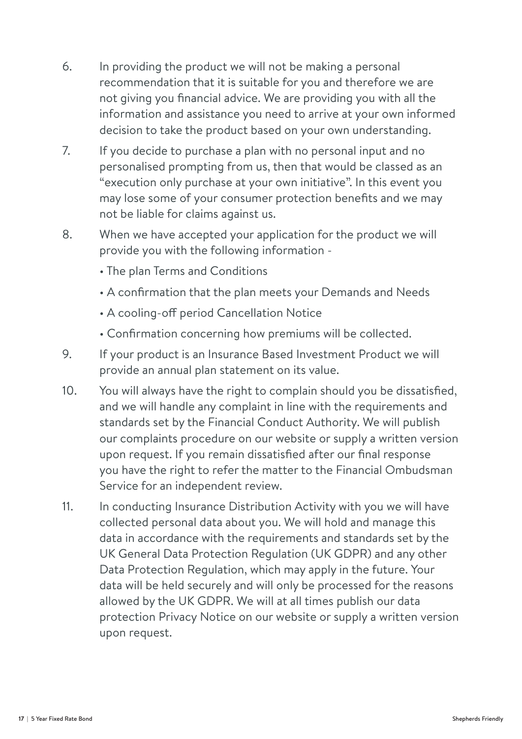6. In providing the product we will not be making a personal recommendation that it is suitable for you and therefore we are not giving you financial advice. We are providing you with all the information and assistance you need to arrive at your own informed decision to take the product based on your own understanding.

7. If you decide to purchase a plan with no personal input and no personalised prompting from us, then that would be classed as an "execution only purchase at your own initiative". In this event you may lose some of your consumer protection benefits and we may not be liable for claims against us.

8. When we have accepted your application for the product we will provide you with the following information -
   - The plan Terms and Conditions
   - A confirmation that the plan meets your Demands and Needs
   - A cooling-off period Cancellation Notice
   - Confirmation concerning how premiums will be collected.

9. If your product is an Insurance Based Investment Product we will provide an annual plan statement on its value.

10. You will always have the right to complain should you be dissatisfied, and we will handle any complaint in line with the requirements and standards set by the Financial Conduct Authority. We will publish our complaints procedure on our website or supply a written version upon request. If you remain dissatisfied after our final response you have the right to refer the matter to the Financial Ombudsman Service for an independent review.

11. In conducting Insurance Distribution Activity with you we will have collected personal data about you. We will hold and manage this data in accordance with the requirements and standards set by the UK General Data Protection Regulation (UK GDPR) and any other Data Protection Regulation, which may apply in the future. Your data will be held securely and will only be processed for the reasons allowed by the UK GDPR. We will at all times publish our data protection Privacy Notice on our website or supply a written version upon request.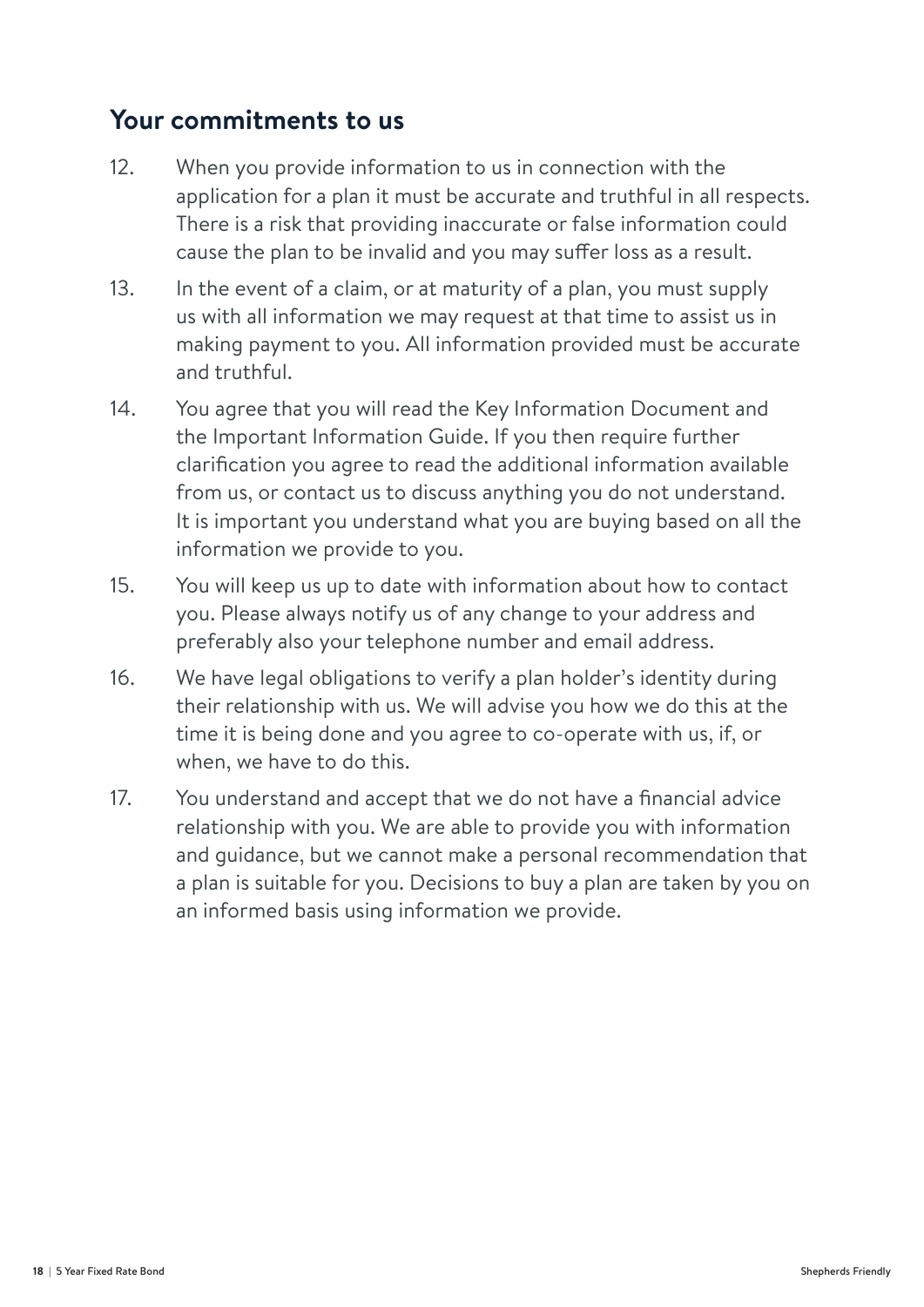## Your commitments to us

12. When you provide information to us in connection with the application for a plan it must be accurate and truthful in all respects. There is a risk that providing inaccurate or false information could cause the plan to be invalid and you may suffer loss as a result.

13. In the event of a claim, or at maturity of a plan, you must supply us with all information we may request at that time to assist us in making payment to you. All information provided must be accurate and truthful.

14. You agree that you will read the Key Information Document and the Important Information Guide. If you then require further clarification you agree to read the additional information available from us, or contact us to discuss anything you do not understand. It is important you understand what you are buying based on all the information we provide to you.

15. You will keep us up to date with information about how to contact you. Please always notify us of any change to your address and preferably also your telephone number and email address.

16. We have legal obligations to verify a plan holder's identity during their relationship with us. We will advise you how we do this at the time it is being done and you agree to co-operate with us, if, or when, we have to do this.

17. You understand and accept that we do not have a financial advice relationship with you. We are able to provide you with information and guidance, but we cannot make a personal recommendation that a plan is suitable for you. Decisions to buy a plan are taken by you on an informed basis using information we provide.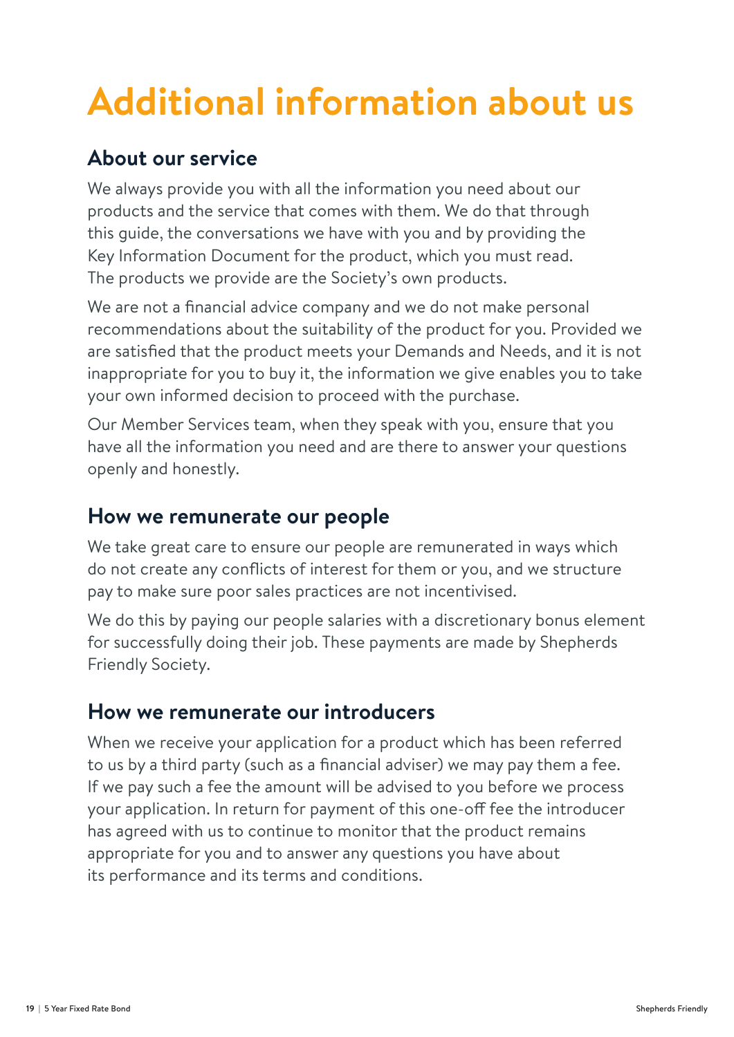# Additional information about us

## About our service

We always provide you with all the information you need about our products and the service that comes with them. We do that through this guide, the conversations we have with you and by providing the Key Information Document for the product, which you must read. The products we provide are the Society's own products.

We are not a financial advice company and we do not make personal recommendations about the suitability of the product for you. Provided we are satisfied that the product meets your Demands and Needs, and it is not inappropriate for you to buy it, the information we give enables you to take your own informed decision to proceed with the purchase.

Our Member Services team, when they speak with you, ensure that you have all the information you need and are there to answer your questions openly and honestly.

## How we remunerate our people

We take great care to ensure our people are remunerated in ways which do not create any conflicts of interest for them or you, and we structure pay to make sure poor sales practices are not incentivised.

We do this by paying our people salaries with a discretionary bonus element for successfully doing their job. These payments are made by Shepherds Friendly Society.

## How we remunerate our introducers

When we receive your application for a product which has been referred to us by a third party (such as a financial adviser) we may pay them a fee. If we pay such a fee the amount will be advised to you before we process your application. In return for payment of this one-off fee the introducer has agreed with us to continue to monitor that the product remains appropriate for you and to answer any questions you have about its performance and its terms and conditions.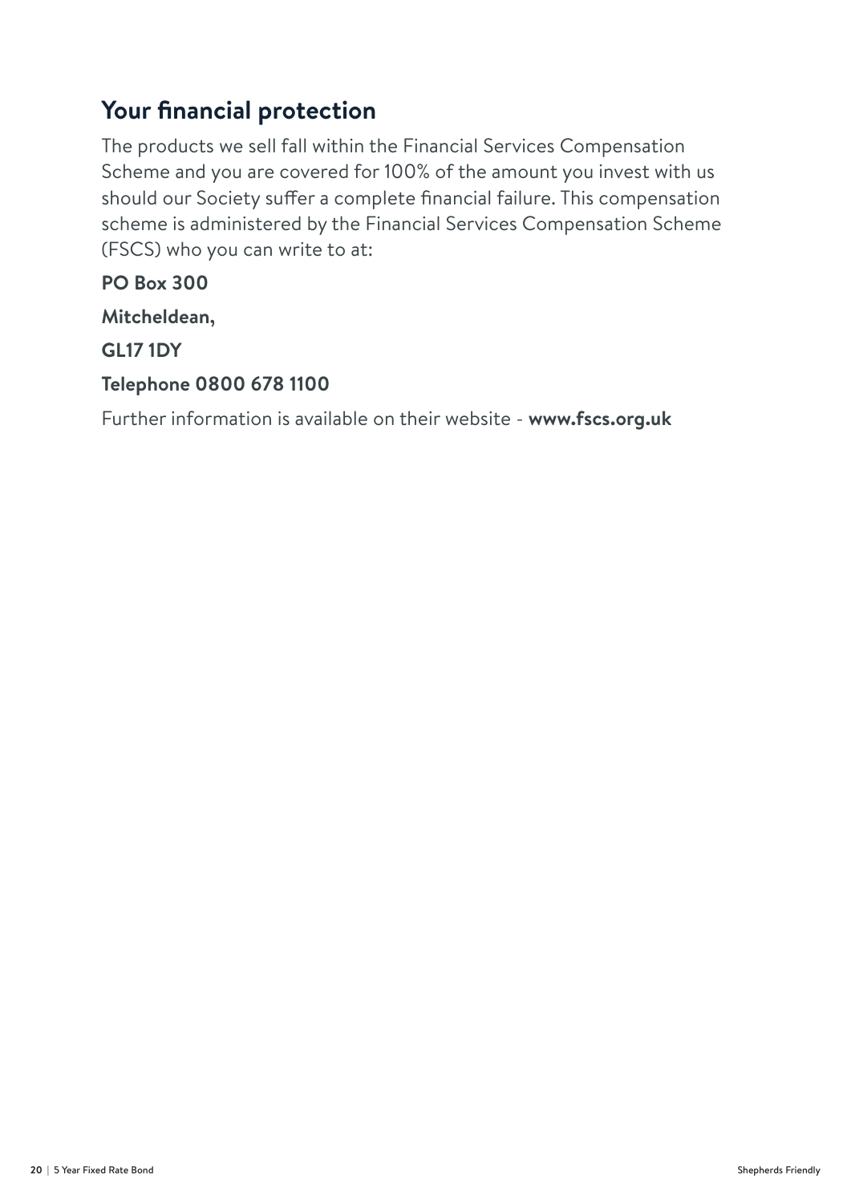## Your financial protection

The products we sell fall within the Financial Services Compensation Scheme and you are covered for 100% of the amount you invest with us should our Society suffer a complete financial failure. This compensation scheme is administered by the Financial Services Compensation Scheme (FSCS) who you can write to at:

**PO Box 300**

**Mitcheldean,**

**GL17 1DY**

**Telephone 0800 678 1100**

Further information is available on their website - **www.fscs.org.uk**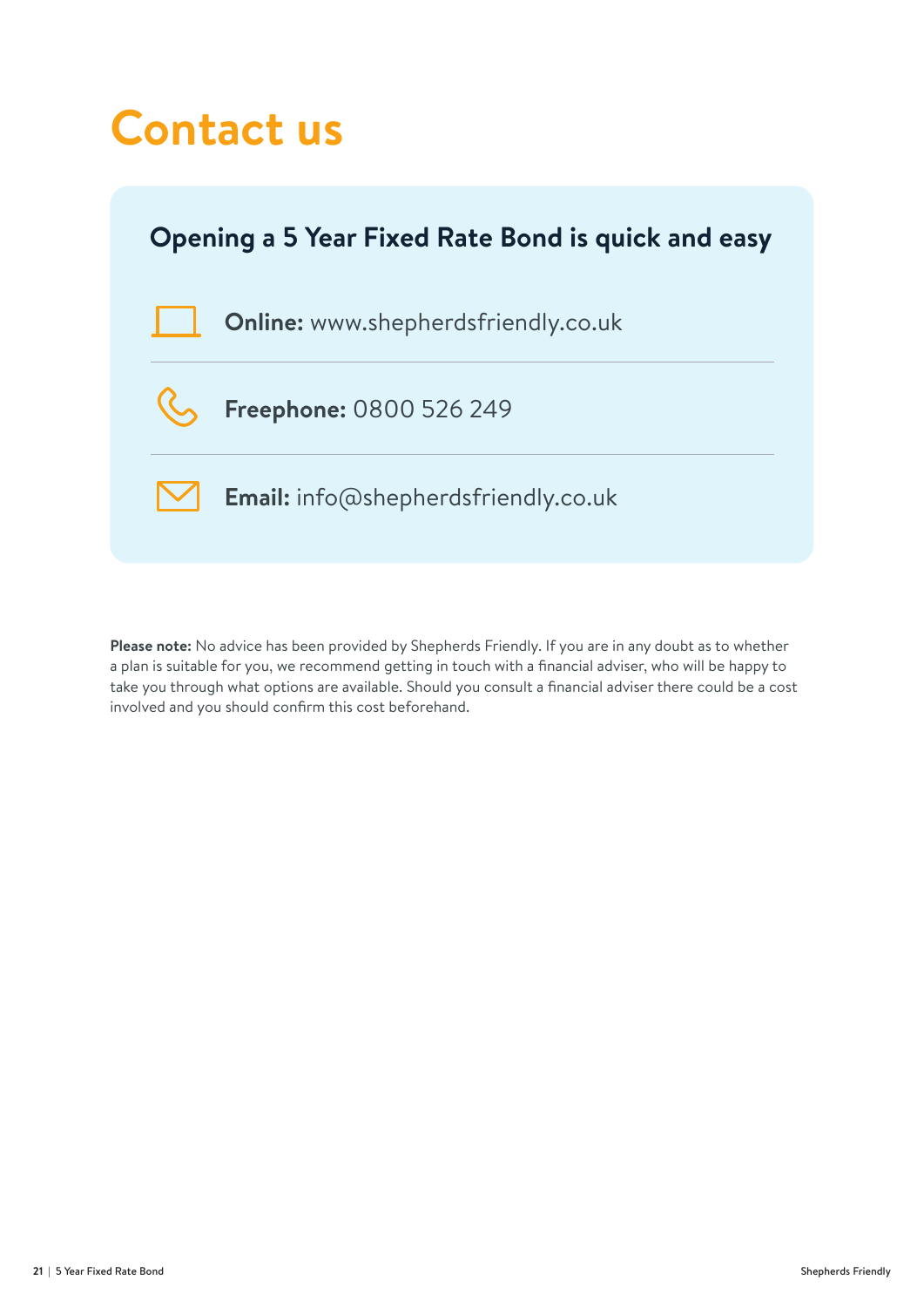# Contact us

## Opening a 5 Year Fixed Rate Bond is quick and easy

**Online:** www.shepherdsfriendly.co.uk

**Freephone:** 0800 526 249

**Email:** info@shepherdsfriendly.co.uk

**Please note:** No advice has been provided by Shepherds Friendly. If you are in any doubt as to whether a plan is suitable for you, we recommend getting in touch with a financial adviser, who will be happy to take you through what options are available. Should you consult a financial adviser there could be a cost involved and you should confirm this cost beforehand.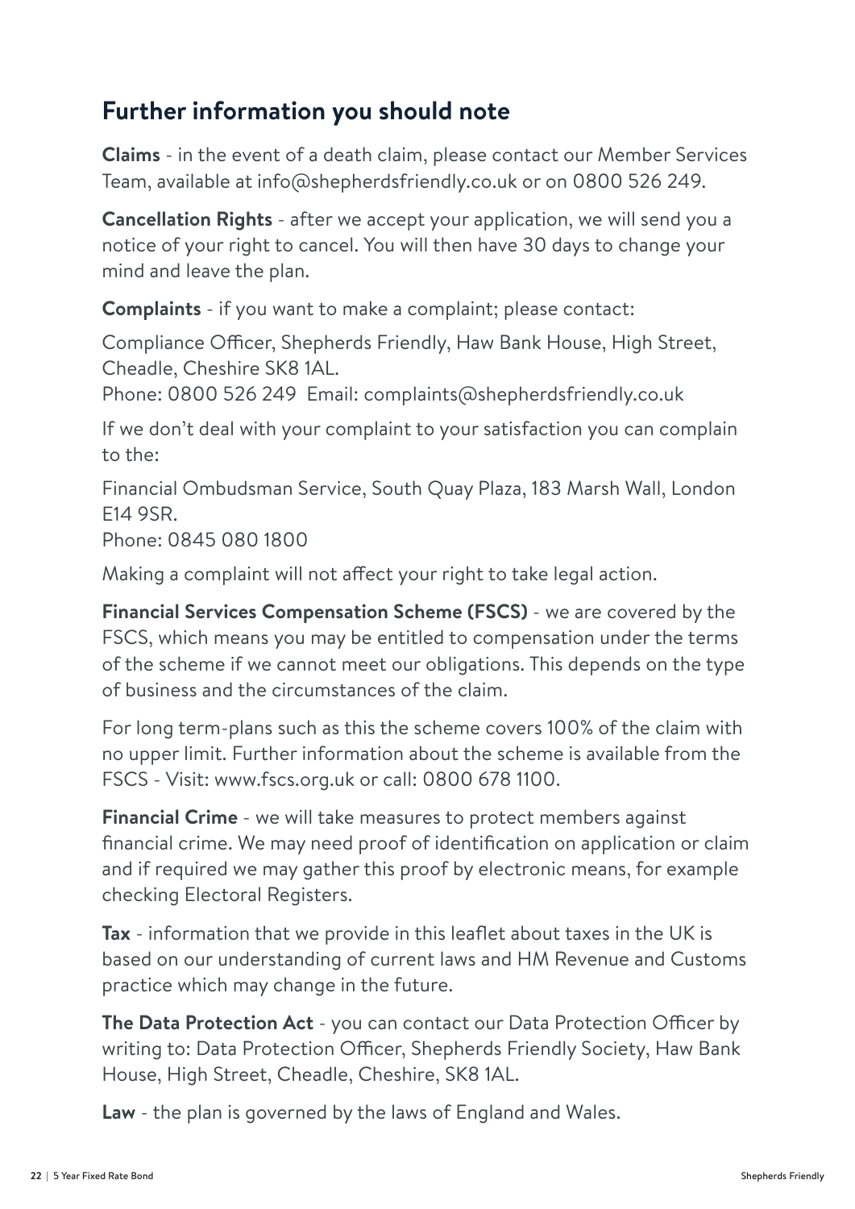## Further information you should note

**Claims** - in the event of a death claim, please contact our Member Services Team, available at info@shepherdsfriendly.co.uk or on 0800 526 249.

**Cancellation Rights** - after we accept your application, we will send you a notice of your right to cancel. You will then have 30 days to change your mind and leave the plan.

**Complaints** - if you want to make a complaint; please contact:

Compliance Officer, Shepherds Friendly, Haw Bank House, High Street, Cheadle, Cheshire SK8 1AL.
Phone: 0800 526 249 Email: complaints@shepherdsfriendly.co.uk

If we don't deal with your complaint to your satisfaction you can complain to the:

Financial Ombudsman Service, South Quay Plaza, 183 Marsh Wall, London E14 9SR.
Phone: 0845 080 1800

Making a complaint will not affect your right to take legal action.

**Financial Services Compensation Scheme (FSCS)** - we are covered by the FSCS, which means you may be entitled to compensation under the terms of the scheme if we cannot meet our obligations. This depends on the type of business and the circumstances of the claim.

For long term-plans such as this the scheme covers 100% of the claim with no upper limit. Further information about the scheme is available from the FSCS - Visit: www.fscs.org.uk or call: 0800 678 1100.

**Financial Crime** - we will take measures to protect members against financial crime. We may need proof of identification on application or claim and if required we may gather this proof by electronic means, for example checking Electoral Registers.

**Tax** - information that we provide in this leaflet about taxes in the UK is based on our understanding of current laws and HM Revenue and Customs practice which may change in the future.

**The Data Protection Act** - you can contact our Data Protection Officer by writing to: Data Protection Officer, Shepherds Friendly Society, Haw Bank House, High Street, Cheadle, Cheshire, SK8 1AL.

**Law** - the plan is governed by the laws of England and Wales.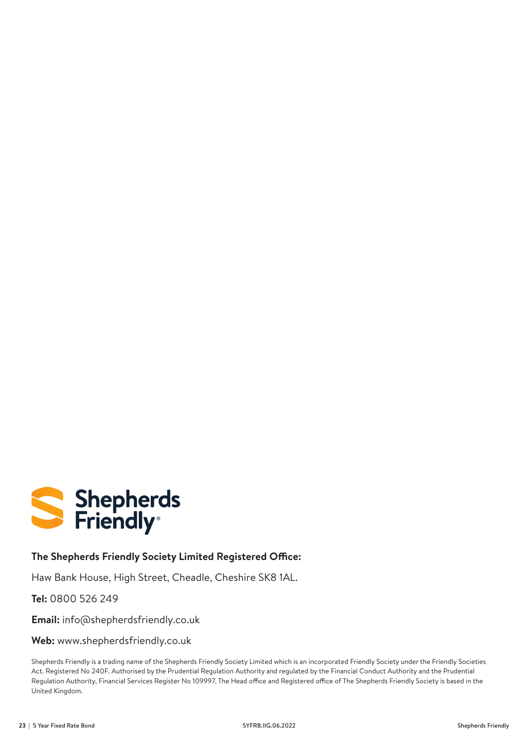Shepherds Friendly®

**The Shepherds Friendly Society Limited Registered Office:**

Haw Bank House, High Street, Cheadle, Cheshire SK8 1AL.

**Tel:** 0800 526 249

**Email:** info@shepherdsfriendly.co.uk

**Web:** www.shepherdsfriendly.co.uk

Shepherds Friendly is a trading name of the Shepherds Friendly Society Limited which is an incorporated Friendly Society under the Friendly Societies Act. Registered No 240F. Authorised by the Prudential Regulation Authority and regulated by the Financial Conduct Authority and the Prudential Regulation Authority, Financial Services Register No 109997. The Head office and Registered office of The Shepherds Friendly Society is based in the United Kingdom.

5YFRB.IIG.06.2022